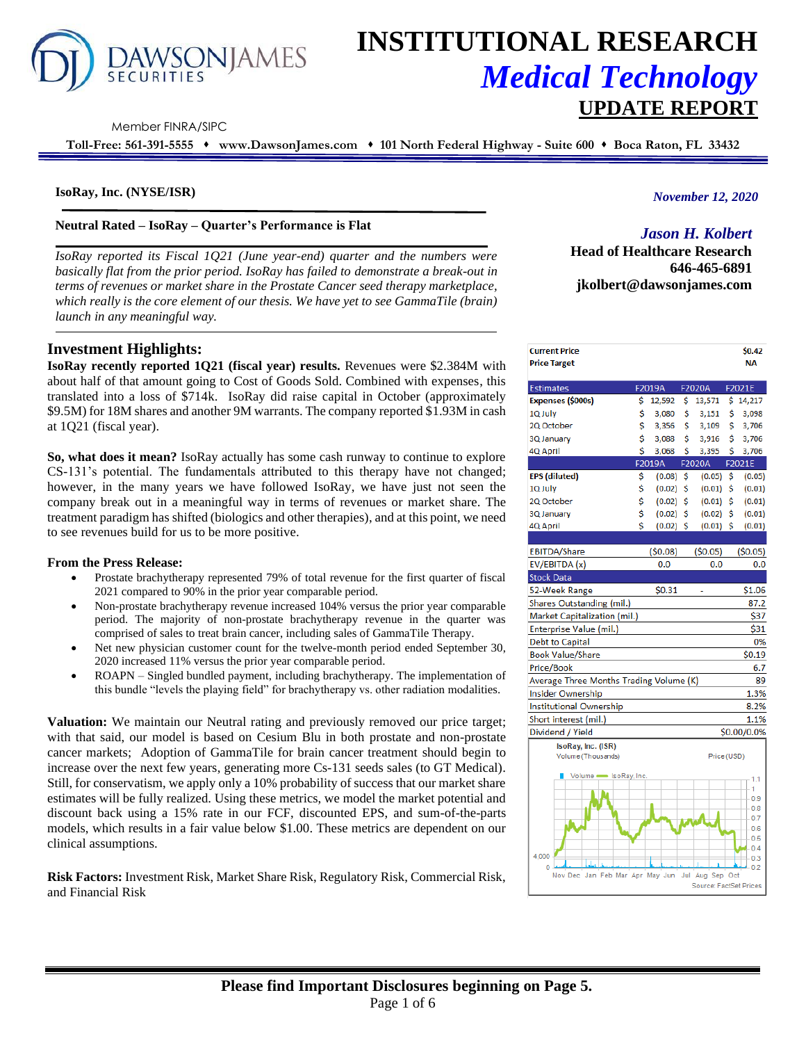# INSTITUTIONAL RESEARCH
## *Medical Technology*
## UPDATE REPORT

Member FINRA/SIPC

**Toll-Free: 561-391-5555 ♦ www.DawsonJames.com ♦ 101 North Federal Highway - Suite 600 ♦ Boca Raton, FL 33432**

**IsoRay, Inc. (NYSE/ISR)**

*November 12, 2020*

**Neutral Rated – IsoRay – Quarter's Performance is Flat**

*IsoRay reported its Fiscal 1Q21 (June year-end) quarter and the numbers were basically flat from the prior period. IsoRay has failed to demonstrate a break-out in terms of revenues or market share in the Prostate Cancer seed therapy marketplace, which really is the core element of our thesis. We have yet to see GammaTile (brain) launch in any meaningful way.*

***Jason H. Kolbert***
**Head of Healthcare Research**
**646-465-6891**
**jkolbert@dawsonjames.com**

## Investment Highlights:

**IsoRay recently reported 1Q21 (fiscal year) results.** Revenues were $2.384M with about half of that amount going to Cost of Goods Sold. Combined with expenses, this translated into a loss of $714k. IsoRay did raise capital in October (approximately $9.5M) for 18M shares and another 9M warrants. The company reported $1.93M in cash at 1Q21 (fiscal year).

**So, what does it mean?** IsoRay actually has some cash runway to continue to explore CS-131's potential. The fundamentals attributed to this therapy have not changed; however, in the many years we have followed IsoRay, we have just not seen the company break out in a meaningful way in terms of revenues or market share. The treatment paradigm has shifted (biologics and other therapies), and at this point, we need to see revenues build for us to be more positive.

**From the Press Release:**

- Prostate brachytherapy represented 79% of total revenue for the first quarter of fiscal 2021 compared to 90% in the prior year comparable period.
- Non-prostate brachytherapy revenue increased 104% versus the prior year comparable period. The majority of non-prostate brachytherapy revenue in the quarter was comprised of sales to treat brain cancer, including sales of GammaTile Therapy.
- Net new physician customer count for the twelve-month period ended September 30, 2020 increased 11% versus the prior year comparable period.
- ROAPN – Singled bundled payment, including brachytherapy. The implementation of this bundle "levels the playing field" for brachytherapy vs. other radiation modalities.

**Valuation:** We maintain our Neutral rating and previously removed our price target; with that said, our model is based on Cesium Blu in both prostate and non-prostate cancer markets; Adoption of GammaTile for brain cancer treatment should begin to increase over the next few years, generating more Cs-131 seeds sales (to GT Medical). Still, for conservatism, we apply only a 10% probability of success that our market share estimates will be fully realized. Using these metrics, we model the market potential and discount back using a 15% rate in our FCF, discounted EPS, and sum-of-the-parts models, which results in a fair value below $1.00. These metrics are dependent on our clinical assumptions.

**Risk Factors:** Investment Risk, Market Share Risk, Regulatory Risk, Commercial Risk, and Financial Risk

| | | | |
|---|---|---|---|
| **Current Price** | | | **$0.42** |
| **Price Target** | | | **NA** |

| Estimates | F2019A | F2020A | F2021E |
|---|---|---|---|
| **Expenses ($000s)** | $ 12,592 | $ 13,571 | $ 14,217 |
| 1Q July | $ 3,080 | $ 3,151 | $ 3,098 |
| 2Q October | $ 3,356 | $ 3,109 | $ 3,706 |
| 3Q January | $ 3,088 | $ 3,916 | $ 3,706 |
| 4Q April | $ 3,068 | $ 3,395 | $ 3,706 |
| | **F2019A** | **F2020A** | **F2021E** |
| **EPS (diluted)** | $ (0.08) | $ (0.05) | $ (0.05) |
| 1Q July | $ (0.02) | $ (0.01) | $ (0.01) |
| 2Q October | $ (0.02) | $ (0.01) | $ (0.01) |
| 3Q January | $ (0.02) | $ (0.02) | $ (0.01) |
| 4Q April | $ (0.02) | $ (0.01) | $ (0.01) |
| | | | |
| EBITDA/Share | ($0.08) | ($0.05) | ($0.05) |
| EV/EBITDA (x) | 0.0 | 0.0 | 0.0 |

| Stock Data | | | |
|---|---|---|---|
| 52-Week Range | $0.31 | - | $1.06 |
| Shares Outstanding (mil.) | | | 87.2 |
| Market Capitalization (mil.) | | | $37 |
| Enterprise Value (mil.) | | | $31 |
| Debt to Capital | | | 0% |
| Book Value/Share | | | $0.19 |
| Price/Book | | | 6.7 |
| Average Three Months Trading Volume (K) | | | 89 |
| Insider Ownership | | | 1.3% |
| Institutional Ownership | | | 8.2% |
| Short interest (mil.) | | | 1.1% |
| Dividend / Yield | | | $0.00/0.0% |

IsoRay, Inc. (ISR)
Volume (Thousands) / Price (USD)
Source: FactSet Prices

**Please find Important Disclosures beginning on Page 5.**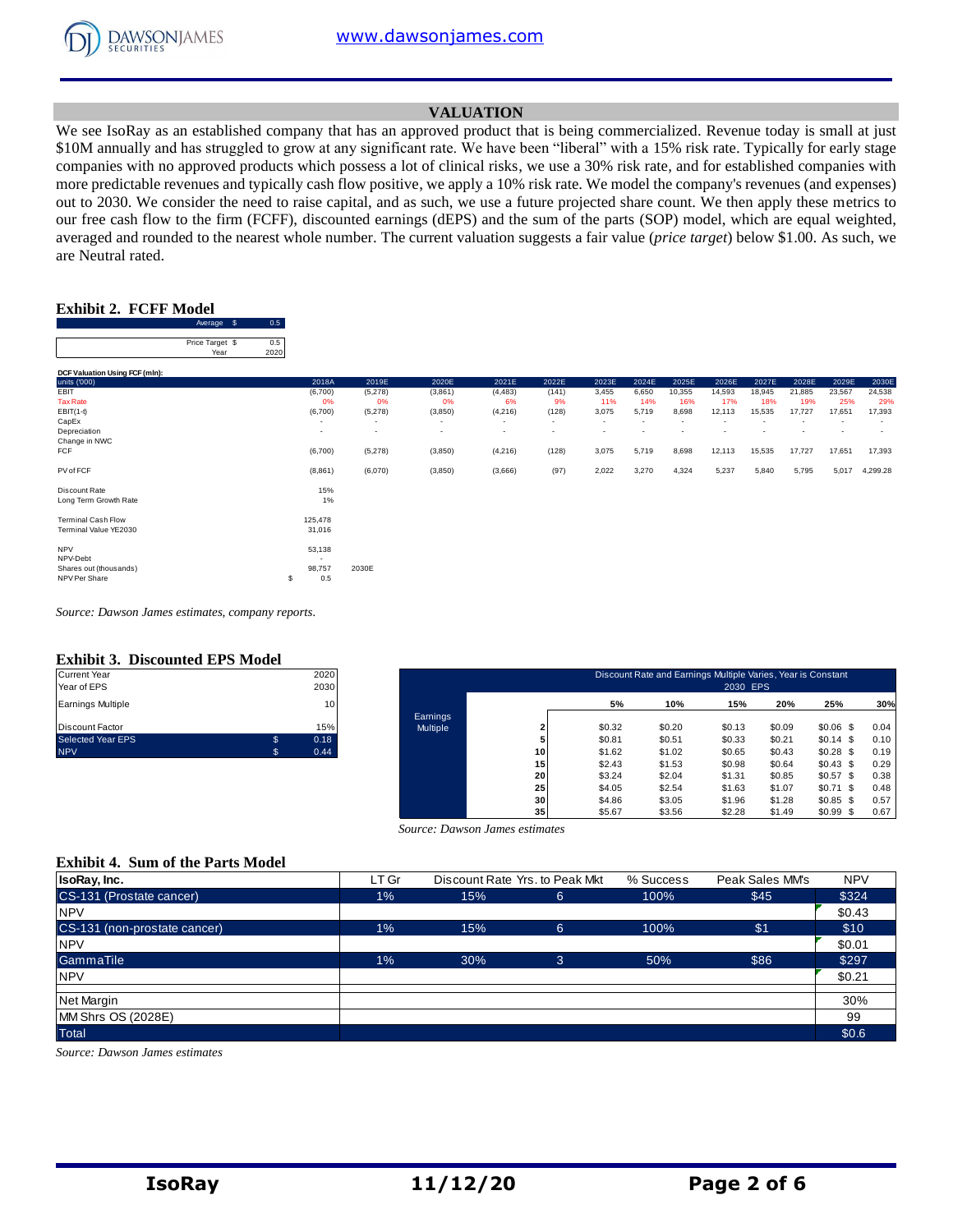## VALUATION

We see IsoRay as an established company that has an approved product that is being commercialized. Revenue today is small at just $10M annually and has struggled to grow at any significant rate. We have been "liberal" with a 15% risk rate. Typically for early stage companies with no approved products which possess a lot of clinical risks, we use a 30% risk rate, and for established companies with more predictable revenues and typically cash flow positive, we apply a 10% risk rate. We model the company's revenues (and expenses) out to 2030. We consider the need to raise capital, and as such, we use a future projected share count. We then apply these metrics to our free cash flow to the firm (FCFF), discounted earnings (dEPS) and the sum of the parts (SOP) model, which are equal weighted, averaged and rounded to the nearest whole number. The current valuation suggests a fair value (*price target*) below $1.00. As such, we are Neutral rated.

### Exhibit 2. FCFF Model

| | | |
|---|---|---|
| Average | $ | 0.5 |
| Price Target | $ | 0.5 |
| Year | | 2020 |

**DCF Valuation Using FCF (mln):**

| units ('000) | 2018A | 2019E | 2020E | 2021E | 2022E | 2023E | 2024E | 2025E | 2026E | 2027E | 2028E | 2029E | 2030E |
|---|---|---|---|---|---|---|---|---|---|---|---|---|---|
| EBIT | (6,700) | (5,278) | (3,861) | (4,483) | (141) | 3,455 | 6,650 | 10,355 | 14,593 | 18,945 | 21,885 | 23,567 | 24,538 |
| Tax Rate | 0% | 0% | 0% | 6% | 9% | 11% | 14% | 16% | 17% | 18% | 19% | 25% | 29% |
| EBIT(1-t) | (6,700) | (5,278) | (3,850) | (4,216) | (128) | 3,075 | 5,719 | 8,698 | 12,113 | 15,535 | 17,727 | 17,651 | 17,393 |
| CapEx | - | - | - | - | - | - | - | - | - | - | - | - | - |
| Depreciation | - | - | - | - | - | - | - | - | - | - | - | - | - |
| Change in NWC | | | | | | | | | | | | | |
| FCF | (6,700) | (5,278) | (3,850) | (4,216) | (128) | 3,075 | 5,719 | 8,698 | 12,113 | 15,535 | 17,727 | 17,651 | 17,393 |
| PV of FCF | (8,861) | (6,070) | (3,850) | (3,666) | (97) | 2,022 | 3,270 | 4,324 | 5,237 | 5,840 | 5,795 | 5,017 | 4,299.28 |

| | | |
|---|---|---|
| Discount Rate | 15% | |
| Long Term Growth Rate | 1% | |
| Terminal Cash Flow | 125,478 | |
| Terminal Value YE2030 | 31,016 | |
| NPV | 53,138 | |
| NPV-Debt | - | |
| Shares out (thousands) | 98,757 | 2030E |
| NPV Per Share | $ 0.5 | |

*Source: Dawson James estimates, company reports.*

### Exhibit 3. Discounted EPS Model

| | | |
|---|---|---|
| Current Year | | 2020 |
| Year of EPS | | 2030 |
| Earnings Multiple | | 10 |
| Discount Factor | | 15% |
| Selected Year EPS | $ | 0.18 |
| NPV | $ | 0.44 |

Discount Rate and Earnings Multiple Varies, Year is Constant — 2030 EPS

| | | 5% | 10% | 15% | 20% | 25% | 30% |
|---|---|---|---|---|---|---|---|
| Earnings Multiple | 2 | $0.32 | $0.20 | $0.13 | $0.09 | $0.06 | $ 0.04 |
| | 5 | $0.81 | $0.51 | $0.33 | $0.21 | $0.14 | $ 0.10 |
| | 10 | $1.62 | $1.02 | $0.65 | $0.43 | $0.28 | $ 0.19 |
| | 15 | $2.43 | $1.53 | $0.98 | $0.64 | $0.43 | $ 0.29 |
| | 20 | $3.24 | $2.04 | $1.31 | $0.85 | $0.57 | $ 0.38 |
| | 25 | $4.05 | $2.54 | $1.63 | $1.07 | $0.71 | $ 0.48 |
| | 30 | $4.86 | $3.05 | $1.96 | $1.28 | $0.85 | $ 0.57 |
| | 35 | $5.67 | $3.56 | $2.28 | $1.49 | $0.99 | $ 0.67 |

*Source: Dawson James estimates*

### Exhibit 4. Sum of the Parts Model

| IsoRay, Inc. | LT Gr | Discount Rate | Yrs. to Peak Mkt | % Success | Peak Sales MM's | NPV |
|---|---|---|---|---|---|---|
| CS-131 (Prostate cancer) | 1% | 15% | 6 | 100% | $45 | $324 |
| NPV | | | | | | $0.43 |
| CS-131 (non-prostate cancer) | 1% | 15% | 6 | 100% | $1 | $10 |
| NPV | | | | | | $0.01 |
| GammaTile | 1% | 30% | 3 | 50% | $86 | $297 |
| NPV | | | | | | $0.21 |
| Net Margin | | | | | | 30% |
| MM Shrs OS (2028E) | | | | | | 99 |
| Total | | | | | | $0.6 |

*Source: Dawson James estimates*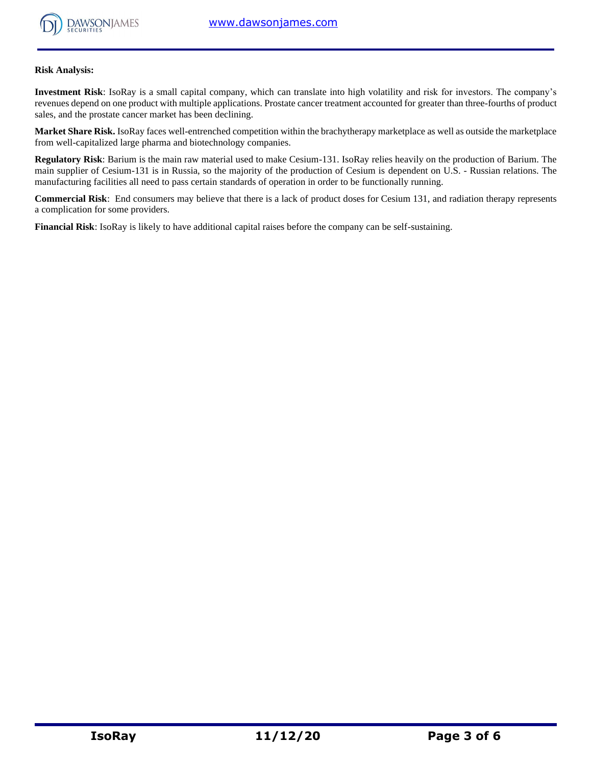**Risk Analysis:**

**Investment Risk**: IsoRay is a small capital company, which can translate into high volatility and risk for investors. The company's revenues depend on one product with multiple applications. Prostate cancer treatment accounted for greater than three-fourths of product sales, and the prostate cancer market has been declining.

**Market Share Risk.** IsoRay faces well-entrenched competition within the brachytherapy marketplace as well as outside the marketplace from well-capitalized large pharma and biotechnology companies.

**Regulatory Risk**: Barium is the main raw material used to make Cesium-131. IsoRay relies heavily on the production of Barium. The main supplier of Cesium-131 is in Russia, so the majority of the production of Cesium is dependent on U.S. - Russian relations. The manufacturing facilities all need to pass certain standards of operation in order to be functionally running.

**Commercial Risk**: End consumers may believe that there is a lack of product doses for Cesium 131, and radiation therapy represents a complication for some providers.

**Financial Risk**: IsoRay is likely to have additional capital raises before the company can be self-sustaining.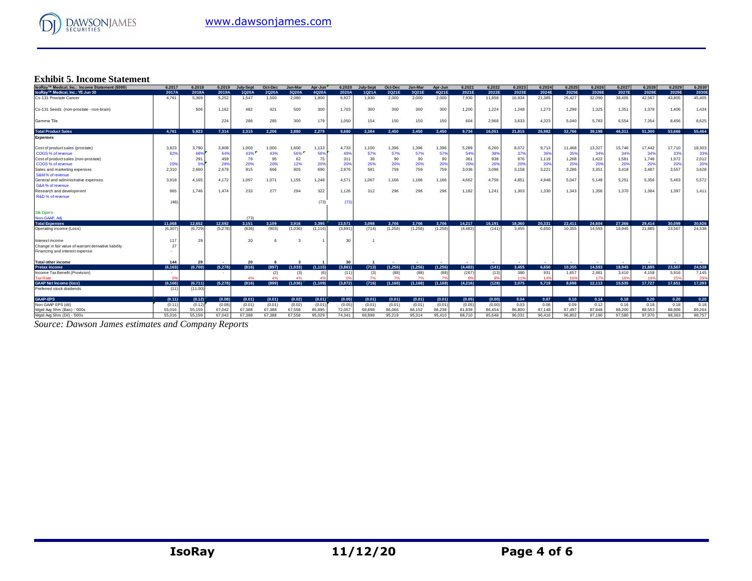## Exhibit 5. Income Statement

| IsoRay™ Medical, Inc.: Income Statement ($000) | 6.2017 | 6.2018 | 6.2019 | July-Sept | Oct-Dec | Jan-Mar | Apr-Jun | 6.2020 | July-Sept | Oct-Dec | Jan-Mar | Apr-Jun | 6.2021 | 6.2022 | 6.2023 | 6.2024 | 6.2025 | 6.2026 | 6.2027 | 6.2028 | 6.2029 | 6.2030 |
|---|---|---|---|---|---|---|---|---|---|---|---|---|---|---|---|---|---|---|---|---|---|---|
| IsoRay™ Medical, Inc.: YE Jun 30 | 2017A | 2018A | 2019A | 1Q20A | 2Q20A | 3Q20A | 4Q20A | 2020A | 1Q21A | 2Q21E | 3Q21E | 4Q21E | 2021E | 2022E | 2023E | 2024E | 2025E | 2026E | 2027E | 2028E | 2029E | 2030E |
| Cs-131 Prostate Cancer | 4,761 | 5,369 | 5,252 | 1,547 | 1,500 | 2,080 | 1,800 | 6,927 | 1,930 | 2,000 | 2,000 | 2,000 | 7,930 | 11,858 | 16,934 | 21,385 | 26,427 | 32,090 | 38,405 | 42,567 | 43,805 | 45,405 |
| Cs-131 Seeds (non-prostate - non-brain) | | 506 | 1,162 | 482 | 421 | 500 | 300 | 1,703 | 300 | 300 | 300 | 300 | 1,200 | 1,224 | 1,248 | 1,273 | 1,299 | 1,325 | 1,351 | 1,378 | 1,406 | 1,434 |
| Gamma Tile | | | 224 | 286 | 285 | 300 | 179 | 1,050 | 154 | 150 | 150 | 150 | 604 | 2,968 | 3,633 | 4,323 | 5,040 | 5,783 | 6,554 | 7,354 | 8,456 | 8,625 |
| **Total Product Sales** | 4,761 | 5,923 | 7,314 | 2,315 | 2,206 | 2,880 | 2,279 | 9,680 | 2,384 | 2,450 | 2,450 | 2,450 | 9,734 | 16,051 | 21,815 | 26,982 | 32,766 | 39,198 | 46,311 | 51,300 | 53,666 | 55,464 |
| **Expenses** | | | | | | | | | | | | | | | | | | | | | | |
| Cost of product sales (prostate) | 3,923 | 3,790 | 3,808 | 1,000 | 1,000 | 1,600 | 1,133 | 4,733 | 1,100 | 1,396 | 1,396 | 1,396 | 5,289 | 6,260 | 8,072 | 9,713 | 11,468 | 13,327 | 15,746 | 17,442 | 17,710 | 18,303 |
| COGS % of revenue | 82% | 68% | 64% | 43% | 43% | 56% | 56% | 49% | 57% | 57% | 57% | 57% | 54% | 39% | 37% | 36% | 35% | 34% | 34% | 34% | 33% | 33% |
| Cost of product sales (non-prostate) | - | 291 | 459 | 79 | 95 | 62 | 75 | 311 | 38 | 90 | 90 | 90 | 361 | 838 | 976 | 1,119 | 1,268 | 1,422 | 1,581 | 1,746 | 1,972 | 2,012 |
| COGS % of revenue | 20% | 5% | 28% | 20% | 20% | 12% | 20% | 20% | 25% | 20% | 20% | 20% | 20% | 20% | 20% | 20% | 20% | 20% | 20% | 20% | 20% | 20% |
| Sales and marketing expenses | 2,310 | 2,660 | 2,679 | 815 | 666 | 805 | 690 | 2,976 | 581 | 759 | 759 | 759 | 3,036 | 3,096 | 3,158 | 3,221 | 3,286 | 3,351 | 3,418 | 3,487 | 3,557 | 3,628 |
| S&M % of revenue | | | | | | | | | | | | | | | | | | | | | | |
| General and administrative expenses | 3,918 | 4,165 | 4,172 | 1,097 | 1,071 | 1,155 | 1,248 | 4,571 | 1,067 | 1,166 | 1,166 | 1,166 | 4,662 | 4,756 | 4,851 | 4,948 | 5,047 | 5,148 | 5,251 | 5,356 | 5,463 | 5,572 |
| G&A % of revenue | | | | | | | | | | | | | | | | | | | | | | |
| Research and development | 965 | 1,746 | 1,474 | 233 | 277 | 294 | 322 | 1,126 | 312 | 296 | 296 | 296 | 1,182 | 1,241 | 1,303 | 1,330 | 1,343 | 1,356 | 1,370 | 1,384 | 1,397 | 1,411 |
| R&D % of revenue | | | | | | | | | | | | | | | | | | | | | | |
| | (48) | | | | | | (73) | (73) | | | | | | | | | | | | | | |
| Stk Optn's | | | | | | | | | | | | | | | | | | | | | | |
| Non-GAAP, Adj | | | | (73) | | | | | | | | | | | | | | | | | | |
| **Total Expenses** | 11,068 | 12,652 | 12,592 | 3,151 | 3,109 | 3,916 | 3,395 | 13,571 | 3,098 | 3,706 | 3,706 | 3,706 | 14,217 | 16,191 | 18,360 | 20,331 | 22,411 | 24,604 | 27,366 | 29,414 | 30,099 | 30,926 |
| Operating income (Loss) | (6,307) | (6,729) | (5,278) | (836) | (903) | (1,036) | (1,116) | (3,891) | (714) | (1,256) | (1,256) | (1,256) | (4,483) | (141) | 3,455 | 6,650 | 10,355 | 14,593 | 18,945 | 21,885 | 23,567 | 24,538 |
| Interest income | 117 | 29 | | 20 | 6 | 3 | 1 | 30 | 1 | | | | | | | | | | | | | |
| Change in fair value of warrant derivative liability | 27 | | | | | | | | | | | | | | | | | | | | | |
| Financing and interest expense | - | | | | | | | | | | | | | | | | | | | | | |
| **Total other income** | 144 | 29 | - | 20 | 6 | 3 | 1 | 30 | 1 | - | - | - | - | - | - | - | - | - | - | - | - | - |
| **Pretax Income** | (6,163) | (6,700) | (5,278) | (816) | (897) | (1,033) | (1,115) | (3,861) | (713) | (1,256) | (1,256) | (1,256) | (4,483) | (141) | 3,455 | 6,650 | 10,355 | 14,593 | 18,945 | 21,885 | 23,567 | 24,538 |
| Income Tax Benefit (Provision) | - | | - | | (2) | (3) | (6) | (11) | (3) | (88) | (88) | (88) | (267) | (13) | 380 | 931 | 1,657 | 2,481 | 3,410 | 4,158 | 5,916 | 7,145 |
| Tax Rate | 0% | | | 4% | 4% | 4% | 4% | 0% | 7% | 7% | 7% | 7% | 6% | 9% | 11% | 14% | 16% | 17% | 18% | 19% | 25% | 29% |
| **GAAP Net Income (loss)** | (6,166) | (6,711) | (5,278) | (816) | (899) | (1,036) | (1,109) | (3,872) | (716) | (1,168) | (1,168) | (1,168) | (4,216) | (128) | 3,075 | 5,719 | 8,698 | 12,113 | 15,535 | 17,727 | 17,651 | 17,393 |
| Preferred stock dividends | (11) | (11.00) | | | | | | - | | | | | | | | | | | | | | |
| **GAAP-EPS** | (0.11) | (0.12) | (0.08) | (0.01) | (0.01) | (0.02) | (0.01) | (0.05) | (0.01) | (0.01) | (0.01) | (0.01) | (0.05) | (0.00) | 0.04 | 0.07 | 0.10 | 0.14 | 0.18 | 0.20 | 0.20 | 0.20 |
| Non GAAP EPS (dil) | (0.11) | (0.12) | (0.08) | (0.01) | (0.01) | (0.02) | (0.01) | (0.05) | (0.01) | (0.01) | (0.01) | (0.01) | (0.05) | (0.00) | 0.03 | 0.06 | 0.09 | 0.12 | 0.16 | 0.18 | 0.18 | 0.18 |
| Wgtd Avg Shrs (Bas) - '000s | 55,016 | 55,159 | 67,042 | 67,388 | 67,388 | 67,558 | 85,895 | 72,057 | 68,898 | 86,066 | 86,152 | 86,238 | 81,839 | 86,454 | 86,800 | 87,148 | 87,497 | 87,848 | 88,200 | 88,553 | 88,908 | 89,264 |
| Wgtd Avg Shrs (Dil) - '000s | 55,016 | 55,159 | 67,042 | 67,388 | 67,388 | 67,558 | 95,029 | 74,341 | 68,898 | 95,219 | 95,314 | 95,410 | 88,710 | 95,648 | 96,031 | 96,416 | 96,802 | 97,190 | 97,580 | 97,970 | 98,363 | 98,757 |

*Source: Dawson James estimates and Company Reports*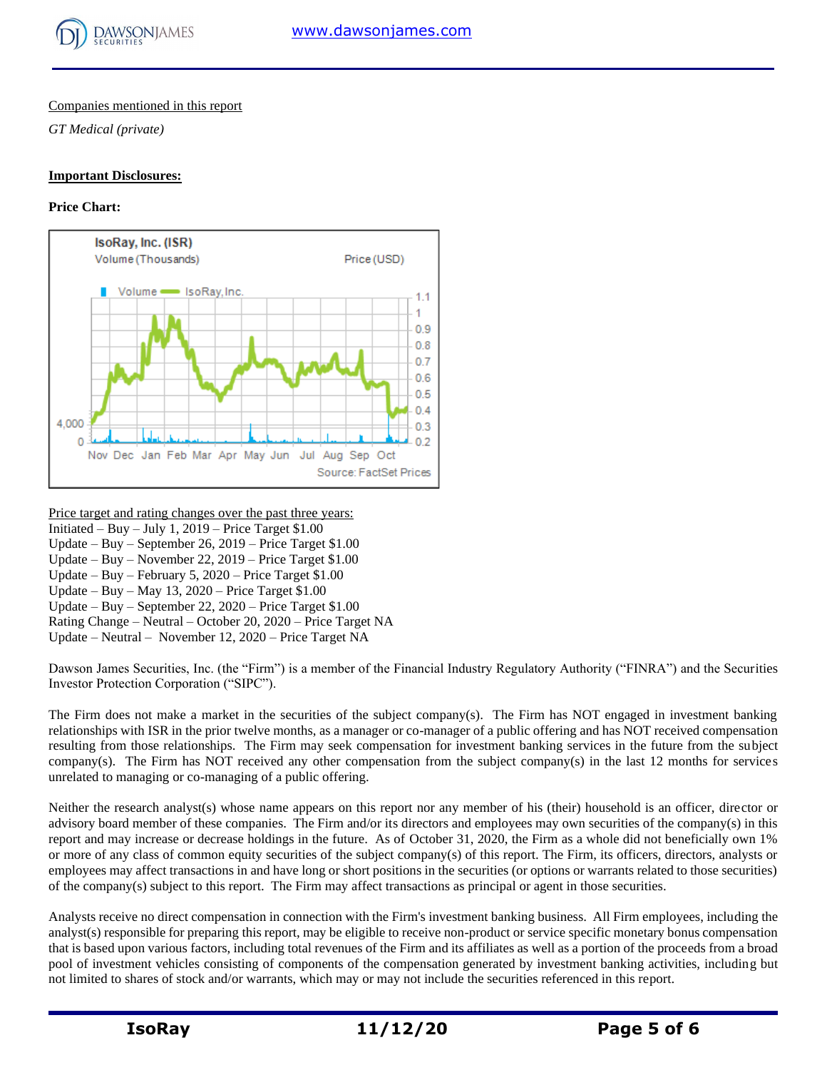Companies mentioned in this report

*GT Medical (private)*

**Important Disclosures:**

**Price Chart:**

Price target and rating changes over the past three years:
Initiated – Buy – July 1, 2019 – Price Target $1.00
Update – Buy – September 26, 2019 – Price Target $1.00
Update – Buy – November 22, 2019 – Price Target $1.00
Update – Buy – February 5, 2020 – Price Target $1.00
Update – Buy – May 13, 2020 – Price Target $1.00
Update – Buy – September 22, 2020 – Price Target $1.00
Rating Change – Neutral – October 20, 2020 – Price Target NA
Update – Neutral – November 12, 2020 – Price Target NA

Dawson James Securities, Inc. (the "Firm") is a member of the Financial Industry Regulatory Authority ("FINRA") and the Securities Investor Protection Corporation ("SIPC").

The Firm does not make a market in the securities of the subject company(s). The Firm has NOT engaged in investment banking relationships with ISR in the prior twelve months, as a manager or co-manager of a public offering and has NOT received compensation resulting from those relationships. The Firm may seek compensation for investment banking services in the future from the subject company(s). The Firm has NOT received any other compensation from the subject company(s) in the last 12 months for services unrelated to managing or co-managing of a public offering.

Neither the research analyst(s) whose name appears on this report nor any member of his (their) household is an officer, director or advisory board member of these companies. The Firm and/or its directors and employees may own securities of the company(s) in this report and may increase or decrease holdings in the future. As of October 31, 2020, the Firm as a whole did not beneficially own 1% or more of any class of common equity securities of the subject company(s) of this report. The Firm, its officers, directors, analysts or employees may affect transactions in and have long or short positions in the securities (or options or warrants related to those securities) of the company(s) subject to this report. The Firm may affect transactions as principal or agent in those securities.

Analysts receive no direct compensation in connection with the Firm's investment banking business. All Firm employees, including the analyst(s) responsible for preparing this report, may be eligible to receive non-product or service specific monetary bonus compensation that is based upon various factors, including total revenues of the Firm and its affiliates as well as a portion of the proceeds from a broad pool of investment vehicles consisting of components of the compensation generated by investment banking activities, including but not limited to shares of stock and/or warrants, which may or may not include the securities referenced in this report.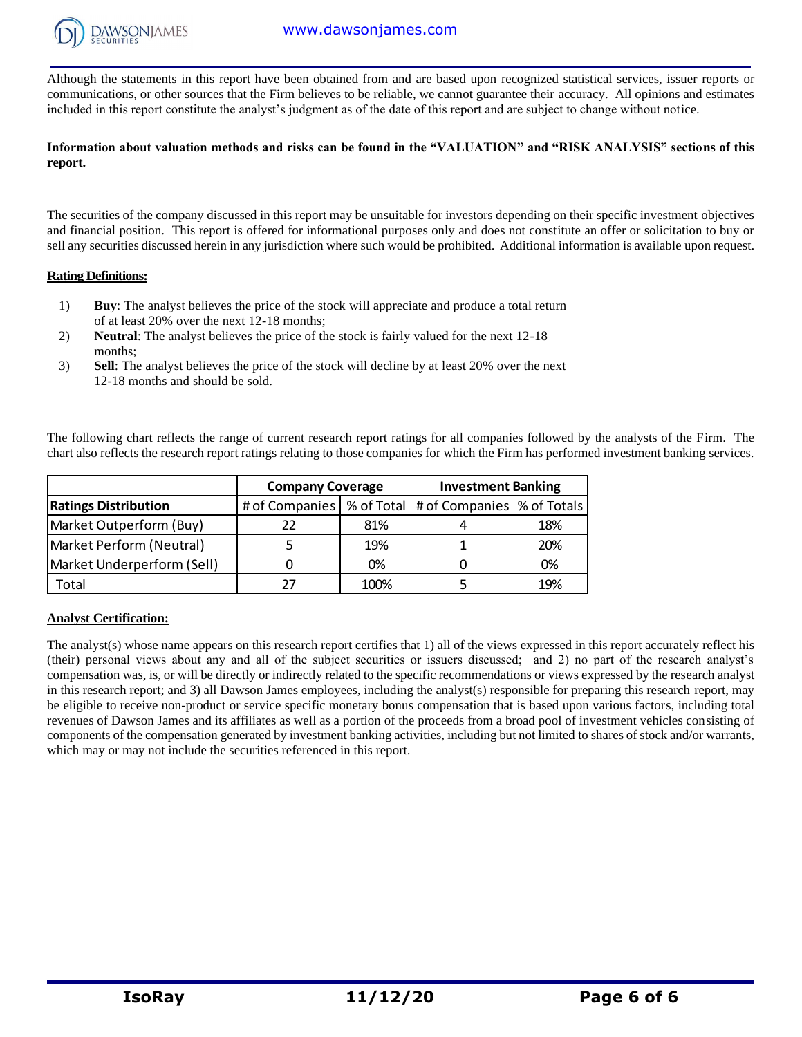Although the statements in this report have been obtained from and are based upon recognized statistical services, issuer reports or communications, or other sources that the Firm believes to be reliable, we cannot guarantee their accuracy. All opinions and estimates included in this report constitute the analyst's judgment as of the date of this report and are subject to change without notice.

**Information about valuation methods and risks can be found in the "VALUATION" and "RISK ANALYSIS" sections of this report.**

The securities of the company discussed in this report may be unsuitable for investors depending on their specific investment objectives and financial position. This report is offered for informational purposes only and does not constitute an offer or solicitation to buy or sell any securities discussed herein in any jurisdiction where such would be prohibited. Additional information is available upon request.

**Rating Definitions:**

1) **Buy**: The analyst believes the price of the stock will appreciate and produce a total return of at least 20% over the next 12-18 months;
2) **Neutral**: The analyst believes the price of the stock is fairly valued for the next 12-18 months;
3) **Sell**: The analyst believes the price of the stock will decline by at least 20% over the next 12-18 months and should be sold.

The following chart reflects the range of current research report ratings for all companies followed by the analysts of the Firm. The chart also reflects the research report ratings relating to those companies for which the Firm has performed investment banking services.

| | Company Coverage | | Investment Banking | |
|---|---|---|---|---|
| **Ratings Distribution** | # of Companies | % of Total | # of Companies | % of Totals |
| Market Outperform (Buy) | 22 | 81% | 4 | 18% |
| Market Perform (Neutral) | 5 | 19% | 1 | 20% |
| Market Underperform (Sell) | 0 | 0% | 0 | 0% |
| Total | 27 | 100% | 5 | 19% |

**Analyst Certification:**

The analyst(s) whose name appears on this research report certifies that 1) all of the views expressed in this report accurately reflect his (their) personal views about any and all of the subject securities or issuers discussed; and 2) no part of the research analyst's compensation was, is, or will be directly or indirectly related to the specific recommendations or views expressed by the research analyst in this research report; and 3) all Dawson James employees, including the analyst(s) responsible for preparing this research report, may be eligible to receive non-product or service specific monetary bonus compensation that is based upon various factors, including total revenues of Dawson James and its affiliates as well as a portion of the proceeds from a broad pool of investment vehicles consisting of components of the compensation generated by investment banking activities, including but not limited to shares of stock and/or warrants, which may or may not include the securities referenced in this report.